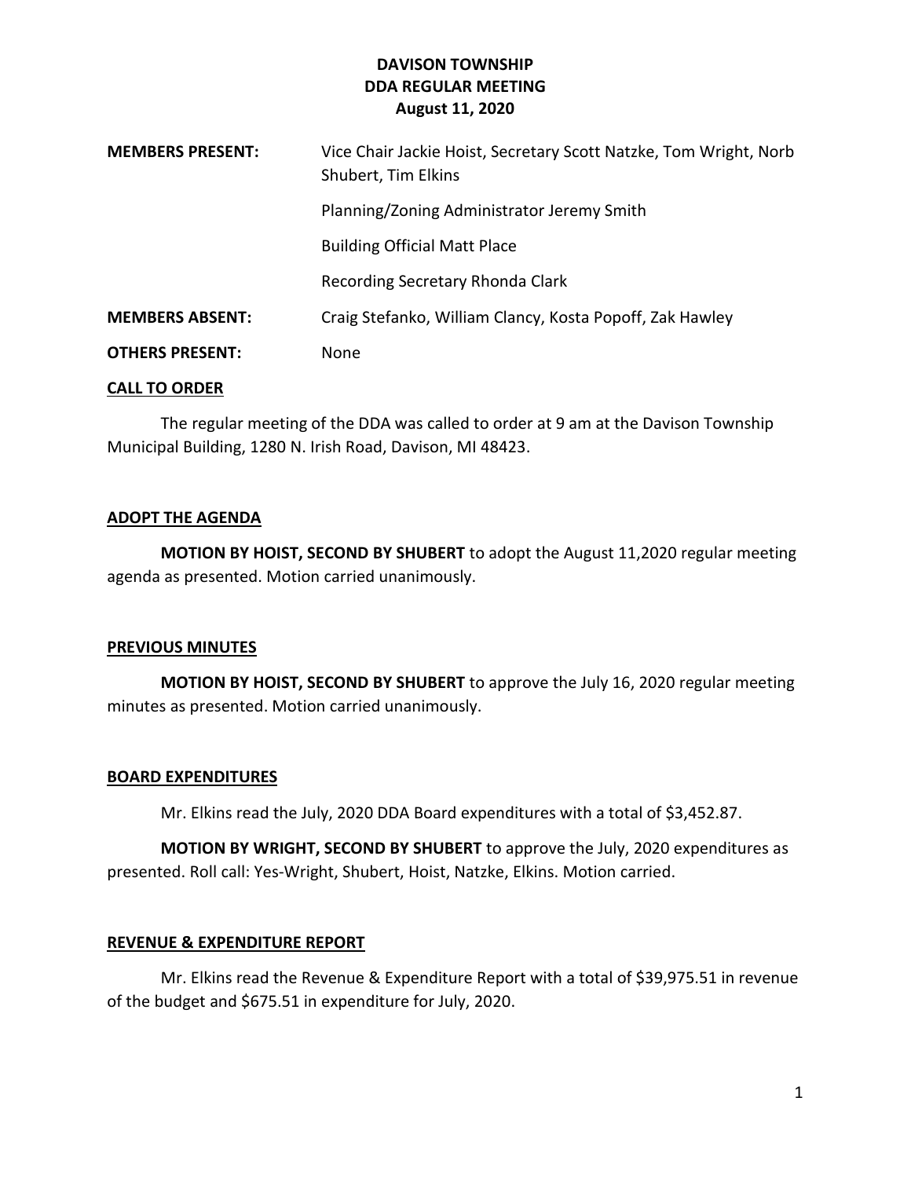# DAVISON TOWNSHIP
## DDA REGULAR MEETING
### August 11, 2020

| | |
|---|---|
| **MEMBERS PRESENT:** | Vice Chair Jackie Hoist, Secretary Scott Natzke, Tom Wright, Norb Shubert, Tim Elkins |
| | Planning/Zoning Administrator Jeremy Smith |
| | Building Official Matt Place |
| | Recording Secretary Rhonda Clark |
| **MEMBERS ABSENT:** | Craig Stefanko, William Clancy, Kosta Popoff, Zak Hawley |
| **OTHERS PRESENT:** | None |

**CALL TO ORDER**

The regular meeting of the DDA was called to order at 9 am at the Davison Township Municipal Building, 1280 N. Irish Road, Davison, MI 48423.

**ADOPT THE AGENDA**

**MOTION BY HOIST, SECOND BY SHUBERT** to adopt the August 11,2020 regular meeting agenda as presented. Motion carried unanimously.

**PREVIOUS MINUTES**

**MOTION BY HOIST, SECOND BY SHUBERT** to approve the July 16, 2020 regular meeting minutes as presented. Motion carried unanimously.

**BOARD EXPENDITURES**

Mr. Elkins read the July, 2020 DDA Board expenditures with a total of $3,452.87.

**MOTION BY WRIGHT, SECOND BY SHUBERT** to approve the July, 2020 expenditures as presented. Roll call: Yes-Wright, Shubert, Hoist, Natzke, Elkins. Motion carried.

**REVENUE & EXPENDITURE REPORT**

Mr. Elkins read the Revenue & Expenditure Report with a total of $39,975.51 in revenue of the budget and $675.51 in expenditure for July, 2020.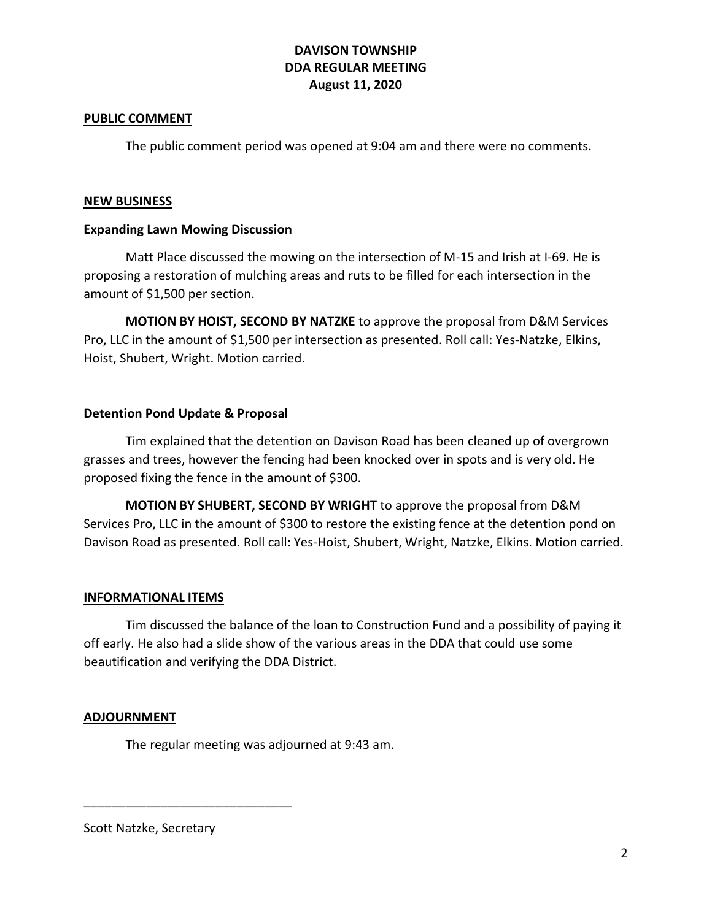**DAVISON TOWNSHIP**
**DDA REGULAR MEETING**
**August 11, 2020**

## PUBLIC COMMENT

The public comment period was opened at 9:04 am and there were no comments.

## NEW BUSINESS

### Expanding Lawn Mowing Discussion

Matt Place discussed the mowing on the intersection of M-15 and Irish at I-69. He is proposing a restoration of mulching areas and ruts to be filled for each intersection in the amount of $1,500 per section.

**MOTION BY HOIST, SECOND BY NATZKE** to approve the proposal from D&M Services Pro, LLC in the amount of $1,500 per intersection as presented. Roll call: Yes-Natzke, Elkins, Hoist, Shubert, Wright. Motion carried.

### Detention Pond Update & Proposal

Tim explained that the detention on Davison Road has been cleaned up of overgrown grasses and trees, however the fencing had been knocked over in spots and is very old. He proposed fixing the fence in the amount of $300.

**MOTION BY SHUBERT, SECOND BY WRIGHT** to approve the proposal from D&M Services Pro, LLC in the amount of $300 to restore the existing fence at the detention pond on Davison Road as presented. Roll call: Yes-Hoist, Shubert, Wright, Natzke, Elkins. Motion carried.

## INFORMATIONAL ITEMS

Tim discussed the balance of the loan to Construction Fund and a possibility of paying it off early. He also had a slide show of the various areas in the DDA that could use some beautification and verifying the DDA District.

## ADJOURNMENT

The regular meeting was adjourned at 9:43 am.

_______________________________

Scott Natzke, Secretary